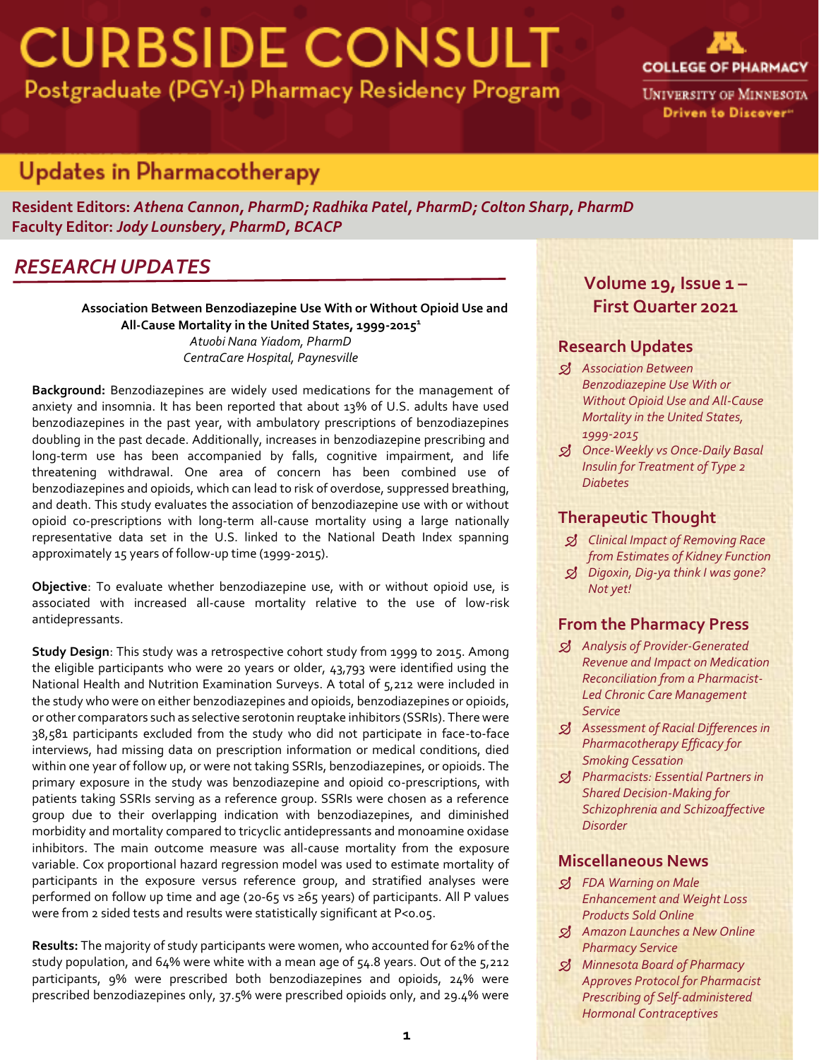# CURBSIDE CONSULT

## Postgraduate (PGY-1) Pharmacy Residency Program

COLLEGE OF PHARMACY
UNIVERSITY OF MINNESOTA
Driven to Discover

## Updates in Pharmacotherapy

**Resident Editors:** ***Athena Cannon, PharmD; Radhika Patel, PharmD; Colton Sharp, PharmD***
**Faculty Editor:** ***Jody Lounsbery, PharmD, BCACP***

**Volume 19, Issue 1 – First Quarter 2021**

### Research Updates

- *Association Between Benzodiazepine Use With or Without Opioid Use and All-Cause Mortality in the United States, 1999-2015*
- *Once-Weekly vs Once-Daily Basal Insulin for Treatment of Type 2 Diabetes*

### Therapeutic Thought

- *Clinical Impact of Removing Race from Estimates of Kidney Function*
- *Digoxin, Dig-ya think I was gone? Not yet!*

### From the Pharmacy Press

- *Analysis of Provider-Generated Revenue and Impact on Medication Reconciliation from a Pharmacist-Led Chronic Care Management Service*
- *Assessment of Racial Differences in Pharmacotherapy Efficacy for Smoking Cessation*
- *Pharmacists: Essential Partners in Shared Decision-Making for Schizophrenia and Schizoaffective Disorder*

### Miscellaneous News

- *FDA Warning on Male Enhancement and Weight Loss Products Sold Online*
- *Amazon Launches a New Online Pharmacy Service*
- *Minnesota Board of Pharmacy Approves Protocol for Pharmacist Prescribing of Self-administered Hormonal Contraceptives*

## *RESEARCH UPDATES*

**Association Between Benzodiazepine Use With or Without Opioid Use and All-Cause Mortality in the United States, 1999-2015[1]**
*Atuobi Nana Yiadom, PharmD*
*CentraCare Hospital, Paynesville*

**Background:** Benzodiazepines are widely used medications for the management of anxiety and insomnia. It has been reported that about 13% of U.S. adults have used benzodiazepines in the past year, with ambulatory prescriptions of benzodiazepines doubling in the past decade. Additionally, increases in benzodiazepine prescribing and long-term use has been accompanied by falls, cognitive impairment, and life threatening withdrawal. One area of concern has been combined use of benzodiazepines and opioids, which can lead to risk of overdose, suppressed breathing, and death. This study evaluates the association of benzodiazepine use with or without opioid co-prescriptions with long-term all-cause mortality using a large nationally representative data set in the U.S. linked to the National Death Index spanning approximately 15 years of follow-up time (1999-2015).

**Objective**: To evaluate whether benzodiazepine use, with or without opioid use, is associated with increased all-cause mortality relative to the use of low-risk antidepressants.

**Study Design**: This study was a retrospective cohort study from 1999 to 2015. Among the eligible participants who were 20 years or older, 43,793 were identified using the National Health and Nutrition Examination Surveys. A total of 5,212 were included in the study who were on either benzodiazepines and opioids, benzodiazepines or opioids, or other comparators such as selective serotonin reuptake inhibitors (SSRIs). There were 38,581 participants excluded from the study who did not participate in face-to-face interviews, had missing data on prescription information or medical conditions, died within one year of follow up, or were not taking SSRIs, benzodiazepines, or opioids. The primary exposure in the study was benzodiazepine and opioid co-prescriptions, with patients taking SSRIs serving as a reference group. SSRIs were chosen as a reference group due to their overlapping indication with benzodiazepines, and diminished morbidity and mortality compared to tricyclic antidepressants and monoamine oxidase inhibitors. The main outcome measure was all-cause mortality from the exposure variable. Cox proportional hazard regression model was used to estimate mortality of participants in the exposure versus reference group, and stratified analyses were performed on follow up time and age (20-65 vs ≥65 years) of participants. All P values were from 2 sided tests and results were statistically significant at $P<0.05$.

**Results:** The majority of study participants were women, who accounted for 62% of the study population, and 64% were white with a mean age of 54.8 years. Out of the 5,212 participants, 9% were prescribed both benzodiazepines and opioids, 24% were prescribed benzodiazepines only, 37.5% were prescribed opioids only, and 29.4% were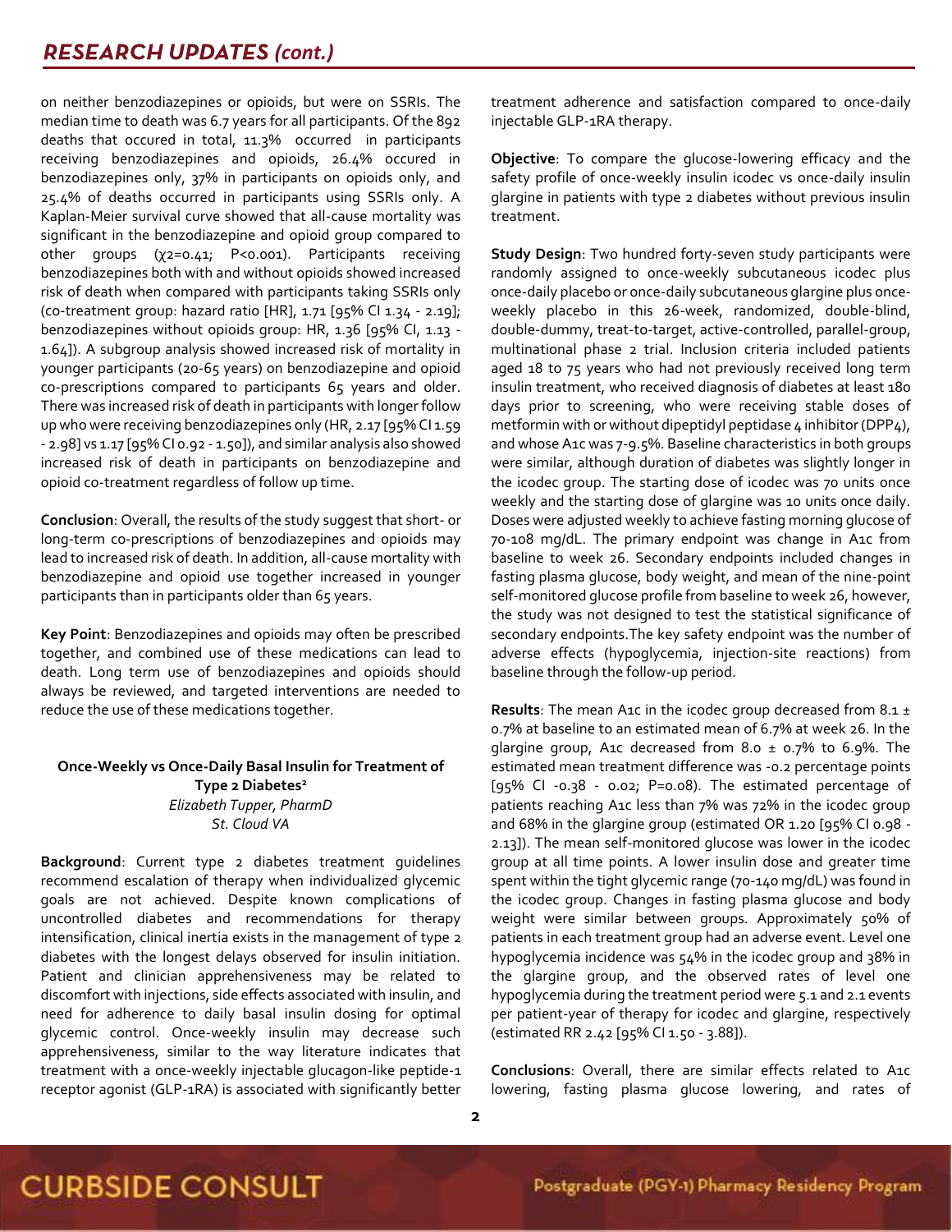on neither benzodiazepines or opioids, but were on SSRIs. The median time to death was 6.7 years for all participants. Of the 892 deaths that occured in total, 11.3% occurred in participants receiving benzodiazepines and opioids, 26.4% occured in benzodiazepines only, 37% in participants on opioids only, and 25.4% of deaths occurred in participants using SSRIs only. A Kaplan-Meier survival curve showed that all-cause mortality was significant in the benzodiazepine and opioid group compared to other groups ($\chi^2$=0.41; P<0.001). Participants receiving benzodiazepines both with and without opioids showed increased risk of death when compared with participants taking SSRIs only (co-treatment group: hazard ratio [HR], 1.71 [95% CI 1.34 - 2.19]; benzodiazepines without opioids group: HR, 1.36 [95% CI, 1.13 - 1.64]). A subgroup analysis showed increased risk of mortality in younger participants (20-65 years) on benzodiazepine and opioid co-prescriptions compared to participants 65 years and older. There was increased risk of death in participants with longer follow up who were receiving benzodiazepines only (HR, 2.17 [95% CI 1.59 - 2.98] vs 1.17 [95% CI 0.92 - 1.50]), and similar analysis also showed increased risk of death in participants on benzodiazepine and opioid co-treatment regardless of follow up time.

**Conclusion**: Overall, the results of the study suggest that short- or long-term co-prescriptions of benzodiazepines and opioids may lead to increased risk of death. In addition, all-cause mortality with benzodiazepine and opioid use together increased in younger participants than in participants older than 65 years.

**Key Point**: Benzodiazepines and opioids may often be prescribed together, and combined use of these medications can lead to death. Long term use of benzodiazepines and opioids should always be reviewed, and targeted interventions are needed to reduce the use of these medications together.

### Once-Weekly vs Once-Daily Basal Insulin for Treatment of Type 2 Diabetes[2]

*Elizabeth Tupper, PharmD*
*St. Cloud VA*

**Background**: Current type 2 diabetes treatment guidelines recommend escalation of therapy when individualized glycemic goals are not achieved. Despite known complications of uncontrolled diabetes and recommendations for therapy intensification, clinical inertia exists in the management of type 2 diabetes with the longest delays observed for insulin initiation. Patient and clinician apprehensiveness may be related to discomfort with injections, side effects associated with insulin, and need for adherence to daily basal insulin dosing for optimal glycemic control. Once-weekly insulin may decrease such apprehensiveness, similar to the way literature indicates that treatment with a once-weekly injectable glucagon-like peptide-1 receptor agonist (GLP-1RA) is associated with significantly better treatment adherence and satisfaction compared to once-daily injectable GLP-1RA therapy.

**Objective**: To compare the glucose-lowering efficacy and the safety profile of once-weekly insulin icodec vs once-daily insulin glargine in patients with type 2 diabetes without previous insulin treatment.

**Study Design**: Two hundred forty-seven study participants were randomly assigned to once-weekly subcutaneous icodec plus once-daily placebo or once-daily subcutaneous glargine plus once-weekly placebo in this 26-week, randomized, double-blind, double-dummy, treat-to-target, active-controlled, parallel-group, multinational phase 2 trial. Inclusion criteria included patients aged 18 to 75 years who had not previously received long term insulin treatment, who received diagnosis of diabetes at least 180 days prior to screening, who were receiving stable doses of metformin with or without dipeptidyl peptidase 4 inhibitor (DPP4), and whose A1c was 7-9.5%. Baseline characteristics in both groups were similar, although duration of diabetes was slightly longer in the icodec group. The starting dose of icodec was 70 units once weekly and the starting dose of glargine was 10 units once daily. Doses were adjusted weekly to achieve fasting morning glucose of 70-108 mg/dL. The primary endpoint was change in A1c from baseline to week 26. Secondary endpoints included changes in fasting plasma glucose, body weight, and mean of the nine-point self-monitored glucose profile from baseline to week 26, however, the study was not designed to test the statistical significance of secondary endpoints.The key safety endpoint was the number of adverse effects (hypoglycemia, injection-site reactions) from baseline through the follow-up period.

**Results**: The mean A1c in the icodec group decreased from 8.1 ± 0.7% at baseline to an estimated mean of 6.7% at week 26. In the glargine group, A1c decreased from 8.0 ± 0.7% to 6.9%. The estimated mean treatment difference was -0.2 percentage points [95% CI -0.38 - 0.02; P=0.08). The estimated percentage of patients reaching A1c less than 7% was 72% in the icodec group and 68% in the glargine group (estimated OR 1.20 [95% CI 0.98 - 2.13]). The mean self-monitored glucose was lower in the icodec group at all time points. A lower insulin dose and greater time spent within the tight glycemic range (70-140 mg/dL) was found in the icodec group. Changes in fasting plasma glucose and body weight were similar between groups. Approximately 50% of patients in each treatment group had an adverse event. Level one hypoglycemia incidence was 54% in the icodec group and 38% in the glargine group, and the observed rates of level one hypoglycemia during the treatment period were 5.1 and 2.1 events per patient-year of therapy for icodec and glargine, respectively (estimated RR 2.42 [95% CI 1.50 - 3.88]).

**Conclusions**: Overall, there are similar effects related to A1c lowering, fasting plasma glucose lowering, and rates of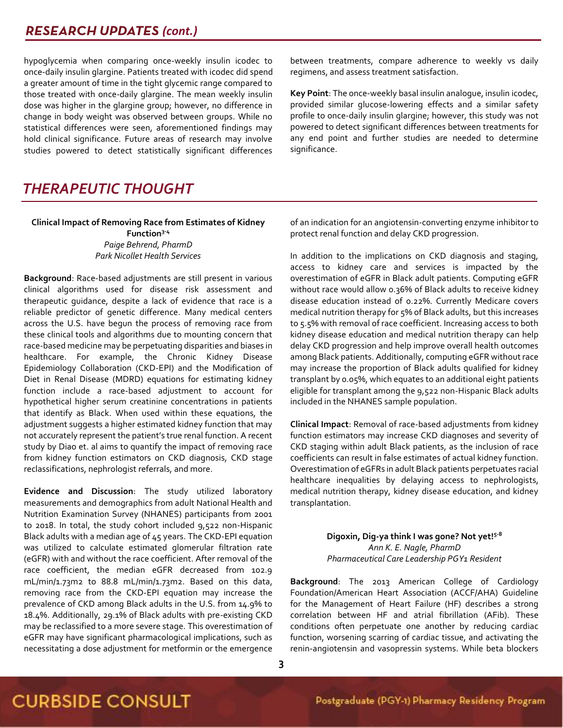## RESEARCH UPDATES (cont.)

hypoglycemia when comparing once-weekly insulin icodec to once-daily insulin glargine. Patients treated with icodec did spend a greater amount of time in the tight glycemic range compared to those treated with once-daily glargine. The mean weekly insulin dose was higher in the glargine group; however, no difference in change in body weight was observed between groups. While no statistical differences were seen, aforementioned findings may hold clinical significance. Future areas of research may involve studies powered to detect statistically significant differences between treatments, compare adherence to weekly vs daily regimens, and assess treatment satisfaction.

**Key Point**: The once-weekly basal insulin analogue, insulin icodec, provided similar glucose-lowering effects and a similar safety profile to once-daily insulin glargine; however, this study was not powered to detect significant differences between treatments for any end point and further studies are needed to determine significance.

## THERAPEUTIC THOUGHT

### Clinical Impact of Removing Race from Estimates of Kidney Function[3-4]

*Paige Behrend, PharmD*
*Park Nicollet Health Services*

**Background**: Race-based adjustments are still present in various clinical algorithms used for disease risk assessment and therapeutic guidance, despite a lack of evidence that race is a reliable predictor of genetic difference. Many medical centers across the U.S. have begun the process of removing race from these clinical tools and algorithms due to mounting concern that race-based medicine may be perpetuating disparities and biases in healthcare. For example, the Chronic Kidney Disease Epidemiology Collaboration (CKD-EPI) and the Modification of Diet in Renal Disease (MDRD) equations for estimating kidney function include a race-based adjustment to account for hypothetical higher serum creatinine concentrations in patients that identify as Black. When used within these equations, the adjustment suggests a higher estimated kidney function that may not accurately represent the patient's true renal function. A recent study by Diao et. al aims to quantify the impact of removing race from kidney function estimators on CKD diagnosis, CKD stage reclassifications, nephrologist referrals, and more.

**Evidence and Discussion**: The study utilized laboratory measurements and demographics from adult National Health and Nutrition Examination Survey (NHANES) participants from 2001 to 2018. In total, the study cohort included 9,522 non-Hispanic Black adults with a median age of 45 years. The CKD-EPI equation was utilized to calculate estimated glomerular filtration rate (eGFR) with and without the race coefficient. After removal of the race coefficient, the median eGFR decreased from 102.9 mL/min/1.73m2 to 88.8 mL/min/1.73m2. Based on this data, removing race from the CKD-EPI equation may increase the prevalence of CKD among Black adults in the U.S. from 14.9% to 18.4%. Additionally, 29.1% of Black adults with pre-existing CKD may be reclassified to a more severe stage. This overestimation of eGFR may have significant pharmacological implications, such as necessitating a dose adjustment for metformin or the emergence of an indication for an angiotensin-converting enzyme inhibitor to protect renal function and delay CKD progression.

In addition to the implications on CKD diagnosis and staging, access to kidney care and services is impacted by the overestimation of eGFR in Black adult patients. Computing eGFR without race would allow 0.36% of Black adults to receive kidney disease education instead of 0.22%. Currently Medicare covers medical nutrition therapy for 5% of Black adults, but this increases to 5.5% with removal of race coefficient. Increasing access to both kidney disease education and medical nutrition therapy can help delay CKD progression and help improve overall health outcomes among Black patients. Additionally, computing eGFR without race may increase the proportion of Black adults qualified for kidney transplant by 0.05%, which equates to an additional eight patients eligible for transplant among the 9,522 non-Hispanic Black adults included in the NHANES sample population.

**Clinical Impact**: Removal of race-based adjustments from kidney function estimators may increase CKD diagnoses and severity of CKD staging within adult Black patients, as the inclusion of race coefficients can result in false estimates of actual kidney function. Overestimation of eGFRs in adult Black patients perpetuates racial healthcare inequalities by delaying access to nephrologists, medical nutrition therapy, kidney disease education, and kidney transplantation.

### Digoxin, Dig-ya think I was gone? Not yet![5-8]

*Ann K. E. Nagle, PharmD*
*Pharmaceutical Care Leadership PGY1 Resident*

**Background**: The 2013 American College of Cardiology Foundation/American Heart Association (ACCF/AHA) Guideline for the Management of Heart Failure (HF) describes a strong correlation between HF and atrial fibrillation (AFib). These conditions often perpetuate one another by reducing cardiac function, worsening scarring of cardiac tissue, and activating the renin-angiotensin and vasopressin systems. While beta blockers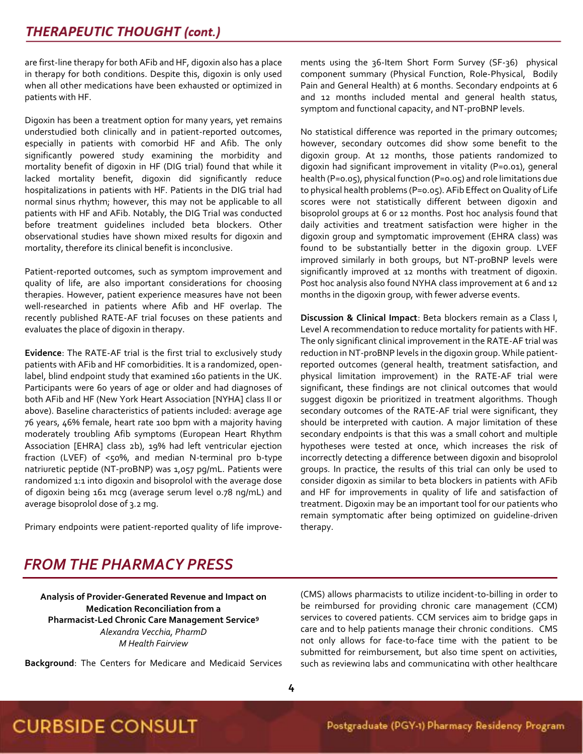## THERAPEUTIC THOUGHT (cont.)

are first-line therapy for both AFib and HF, digoxin also has a place in therapy for both conditions. Despite this, digoxin is only used when all other medications have been exhausted or optimized in patients with HF.

Digoxin has been a treatment option for many years, yet remains understudied both clinically and in patient-reported outcomes, especially in patients with comorbid HF and Afib. The only significantly powered study examining the morbidity and mortality benefit of digoxin in HF (DIG trial) found that while it lacked mortality benefit, digoxin did significantly reduce hospitalizations in patients with HF. Patients in the DIG trial had normal sinus rhythm; however, this may not be applicable to all patients with HF and AFib. Notably, the DIG Trial was conducted before treatment guidelines included beta blockers. Other observational studies have shown mixed results for digoxin and mortality, therefore its clinical benefit is inconclusive.

Patient-reported outcomes, such as symptom improvement and quality of life, are also important considerations for choosing therapies. However, patient experience measures have not been well-researched in patients where Afib and HF overlap. The recently published RATE-AF trial focuses on these patients and evaluates the place of digoxin in therapy.

**Evidence**: The RATE-AF trial is the first trial to exclusively study patients with AFib and HF comorbidities. It is a randomized, open-label, blind endpoint study that examined 160 patients in the UK. Participants were 60 years of age or older and had diagnoses of both AFib and HF (New York Heart Association [NYHA] class II or above). Baseline characteristics of patients included: average age 76 years, 46% female, heart rate 100 bpm with a majority having moderately troubling Afib symptoms (European Heart Rhythm Association [EHRA] class 2b), 19% had left ventricular ejection fraction (LVEF) of <50%, and median N-terminal pro b-type natriuretic peptide (NT-proBNP) was 1,057 pg/mL. Patients were randomized 1:1 into digoxin and bisoprolol with the average dose of digoxin being 161 mcg (average serum level 0.78 ng/mL) and average bisoprolol dose of 3.2 mg.

Primary endpoints were patient-reported quality of life improvements using the 36-Item Short Form Survey (SF-36) physical component summary (Physical Function, Role-Physical, Bodily Pain and General Health) at 6 months. Secondary endpoints at 6 and 12 months included mental and general health status, symptom and functional capacity, and NT-proBNP levels.

No statistical difference was reported in the primary outcomes; however, secondary outcomes did show some benefit to the digoxin group. At 12 months, those patients randomized to digoxin had significant improvement in vitality (P=0.01), general health (P=0.05), physical function (P=0.05) and role limitations due to physical health problems (P=0.05). AFib Effect on Quality of Life scores were not statistically different between digoxin and bisoprolol groups at 6 or 12 months. Post hoc analysis found that daily activities and treatment satisfaction were higher in the digoxin group and symptomatic improvement (EHRA class) was found to be substantially better in the digoxin group. LVEF improved similarly in both groups, but NT-proBNP levels were significantly improved at 12 months with treatment of digoxin. Post hoc analysis also found NYHA class improvement at 6 and 12 months in the digoxin group, with fewer adverse events.

**Discussion & Clinical Impact**: Beta blockers remain as a Class I, Level A recommendation to reduce mortality for patients with HF. The only significant clinical improvement in the RATE-AF trial was reduction in NT-proBNP levels in the digoxin group. While patient-reported outcomes (general health, treatment satisfaction, and physical limitation improvement) in the RATE-AF trial were significant, these findings are not clinical outcomes that would suggest digoxin be prioritized in treatment algorithms. Though secondary outcomes of the RATE-AF trial were significant, they should be interpreted with caution. A major limitation of these secondary endpoints is that this was a small cohort and multiple hypotheses were tested at once, which increases the risk of incorrectly detecting a difference between digoxin and bisoprolol groups. In practice, the results of this trial can only be used to consider digoxin as similar to beta blockers in patients with AFib and HF for improvements in quality of life and satisfaction of treatment. Digoxin may be an important tool for our patients who remain symptomatic after being optimized on guideline-driven therapy.

## FROM THE PHARMACY PRESS

**Analysis of Provider-Generated Revenue and Impact on Medication Reconciliation from a Pharmacist-Led Chronic Care Management Service**[9]
*Alexandra Vecchia, PharmD*
*M Health Fairview*

**Background**: The Centers for Medicare and Medicaid Services (CMS) allows pharmacists to utilize incident-to-billing in order to be reimbursed for providing chronic care management (CCM) services to covered patients. CCM services aim to bridge gaps in care and to help patients manage their chronic conditions. CMS not only allows for face-to-face time with the patient to be submitted for reimbursement, but also time spent on activities, such as reviewing labs and communicating with other healthcare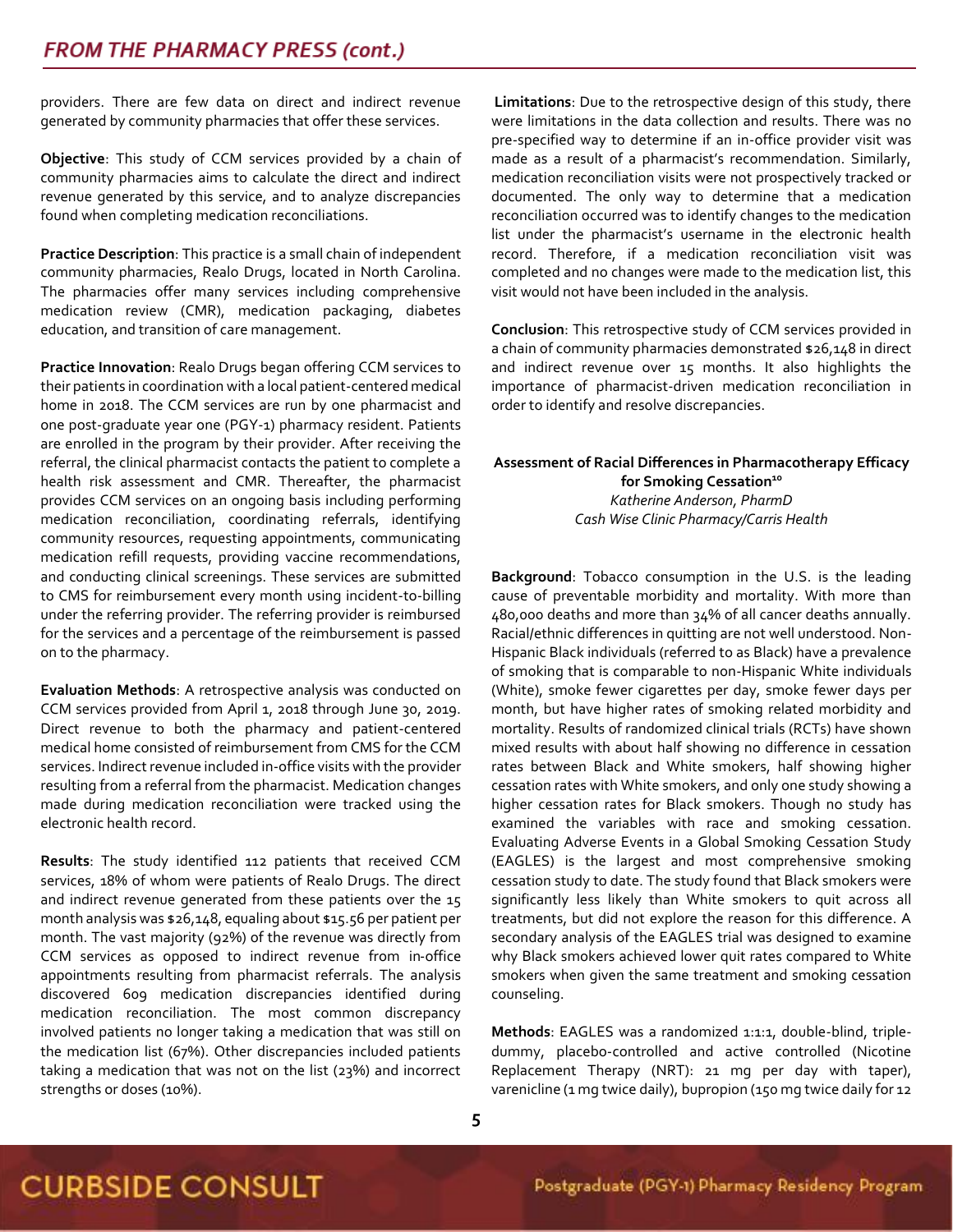providers. There are few data on direct and indirect revenue generated by community pharmacies that offer these services.

**Objective**: This study of CCM services provided by a chain of community pharmacies aims to calculate the direct and indirect revenue generated by this service, and to analyze discrepancies found when completing medication reconciliations.

**Practice Description**: This practice is a small chain of independent community pharmacies, Realo Drugs, located in North Carolina. The pharmacies offer many services including comprehensive medication review (CMR), medication packaging, diabetes education, and transition of care management.

**Practice Innovation**: Realo Drugs began offering CCM services to their patients in coordination with a local patient-centered medical home in 2018. The CCM services are run by one pharmacist and one post-graduate year one (PGY-1) pharmacy resident. Patients are enrolled in the program by their provider. After receiving the referral, the clinical pharmacist contacts the patient to complete a health risk assessment and CMR. Thereafter, the pharmacist provides CCM services on an ongoing basis including performing medication reconciliation, coordinating referrals, identifying community resources, requesting appointments, communicating medication refill requests, providing vaccine recommendations, and conducting clinical screenings. These services are submitted to CMS for reimbursement every month using incident-to-billing under the referring provider. The referring provider is reimbursed for the services and a percentage of the reimbursement is passed on to the pharmacy.

**Evaluation Methods**: A retrospective analysis was conducted on CCM services provided from April 1, 2018 through June 30, 2019. Direct revenue to both the pharmacy and patient-centered medical home consisted of reimbursement from CMS for the CCM services. Indirect revenue included in-office visits with the provider resulting from a referral from the pharmacist. Medication changes made during medication reconciliation were tracked using the electronic health record.

**Results**: The study identified 112 patients that received CCM services, 18% of whom were patients of Realo Drugs. The direct and indirect revenue generated from these patients over the 15 month analysis was $26,148, equaling about $15.56 per patient per month. The vast majority (92%) of the revenue was directly from CCM services as opposed to indirect revenue from in-office appointments resulting from pharmacist referrals. The analysis discovered 609 medication discrepancies identified during medication reconciliation. The most common discrepancy involved patients no longer taking a medication that was still on the medication list (67%). Other discrepancies included patients taking a medication that was not on the list (23%) and incorrect strengths or doses (10%).

**Limitations**: Due to the retrospective design of this study, there were limitations in the data collection and results. There was no pre-specified way to determine if an in-office provider visit was made as a result of a pharmacist's recommendation. Similarly, medication reconciliation visits were not prospectively tracked or documented. The only way to determine that a medication reconciliation occurred was to identify changes to the medication list under the pharmacist's username in the electronic health record. Therefore, if a medication reconciliation visit was completed and no changes were made to the medication list, this visit would not have been included in the analysis.

**Conclusion**: This retrospective study of CCM services provided in a chain of community pharmacies demonstrated $26,148 in direct and indirect revenue over 15 months. It also highlights the importance of pharmacist-driven medication reconciliation in order to identify and resolve discrepancies.

### Assessment of Racial Differences in Pharmacotherapy Efficacy for Smoking Cessation[10]

*Katherine Anderson, PharmD*
*Cash Wise Clinic Pharmacy/Carris Health*

**Background**: Tobacco consumption in the U.S. is the leading cause of preventable morbidity and mortality. With more than 480,000 deaths and more than 34% of all cancer deaths annually. Racial/ethnic differences in quitting are not well understood. Non-Hispanic Black individuals (referred to as Black) have a prevalence of smoking that is comparable to non-Hispanic White individuals (White), smoke fewer cigarettes per day, smoke fewer days per month, but have higher rates of smoking related morbidity and mortality. Results of randomized clinical trials (RCTs) have shown mixed results with about half showing no difference in cessation rates between Black and White smokers, half showing higher cessation rates with White smokers, and only one study showing a higher cessation rates for Black smokers. Though no study has examined the variables with race and smoking cessation. Evaluating Adverse Events in a Global Smoking Cessation Study (EAGLES) is the largest and most comprehensive smoking cessation study to date. The study found that Black smokers were significantly less likely than White smokers to quit across all treatments, but did not explore the reason for this difference. A secondary analysis of the EAGLES trial was designed to examine why Black smokers achieved lower quit rates compared to White smokers when given the same treatment and smoking cessation counseling.

**Methods**: EAGLES was a randomized 1:1:1, double-blind, triple-dummy, placebo-controlled and active controlled (Nicotine Replacement Therapy (NRT): 21 mg per day with taper), varenicline (1 mg twice daily), bupropion (150 mg twice daily for 12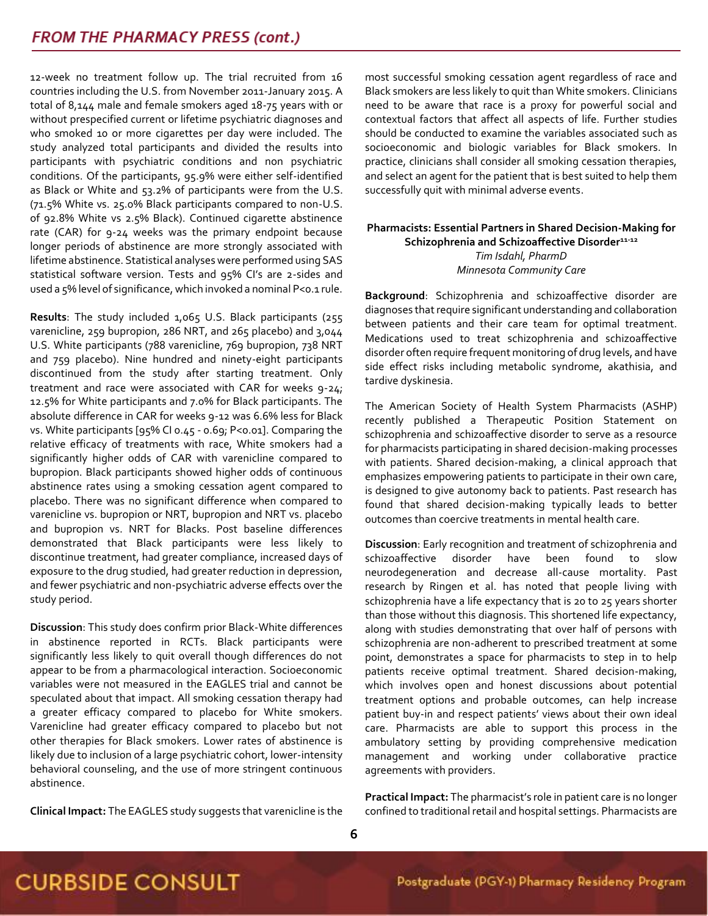12-week no treatment follow up. The trial recruited from 16 countries including the U.S. from November 2011-January 2015. A total of 8,144 male and female smokers aged 18-75 years with or without prespecified current or lifetime psychiatric diagnoses and who smoked 10 or more cigarettes per day were included. The study analyzed total participants and divided the results into participants with psychiatric conditions and non psychiatric conditions. Of the participants, 95.9% were either self-identified as Black or White and 53.2% of participants were from the U.S. (71.5% White vs. 25.0% Black participants compared to non-U.S. of 92.8% White vs 2.5% Black). Continued cigarette abstinence rate (CAR) for 9-24 weeks was the primary endpoint because longer periods of abstinence are more strongly associated with lifetime abstinence. Statistical analyses were performed using SAS statistical software version. Tests and 95% CI's are 2-sides and used a 5% level of significance, which invoked a nominal P<0.1 rule.

**Results**: The study included 1,065 U.S. Black participants (255 varenicline, 259 bupropion, 286 NRT, and 265 placebo) and 3,044 U.S. White participants (788 varenicline, 769 bupropion, 738 NRT and 759 placebo). Nine hundred and ninety-eight participants discontinued from the study after starting treatment. Only treatment and race were associated with CAR for weeks 9-24; 12.5% for White participants and 7.0% for Black participants. The absolute difference in CAR for weeks 9-12 was 6.6% less for Black vs. White participants [95% CI 0.45 - 0.69; P<0.01]. Comparing the relative efficacy of treatments with race, White smokers had a significantly higher odds of CAR with varenicline compared to bupropion. Black participants showed higher odds of continuous abstinence rates using a smoking cessation agent compared to placebo. There was no significant difference when compared to varenicline vs. bupropion or NRT, bupropion and NRT vs. placebo and bupropion vs. NRT for Blacks. Post baseline differences demonstrated that Black participants were less likely to discontinue treatment, had greater compliance, increased days of exposure to the drug studied, had greater reduction in depression, and fewer psychiatric and non-psychiatric adverse effects over the study period.

**Discussion**: This study does confirm prior Black-White differences in abstinence reported in RCTs. Black participants were significantly less likely to quit overall though differences do not appear to be from a pharmacological interaction. Socioeconomic variables were not measured in the EAGLES trial and cannot be speculated about that impact. All smoking cessation therapy had a greater efficacy compared to placebo for White smokers. Varenicline had greater efficacy compared to placebo but not other therapies for Black smokers. Lower rates of abstinence is likely due to inclusion of a large psychiatric cohort, lower-intensity behavioral counseling, and the use of more stringent continuous abstinence.

**Clinical Impact:** The EAGLES study suggests that varenicline is the most successful smoking cessation agent regardless of race and Black smokers are less likely to quit than White smokers. Clinicians need to be aware that race is a proxy for powerful social and contextual factors that affect all aspects of life. Further studies should be conducted to examine the variables associated such as socioeconomic and biologic variables for Black smokers. In practice, clinicians shall consider all smoking cessation therapies, and select an agent for the patient that is best suited to help them successfully quit with minimal adverse events.

### Pharmacists: Essential Partners in Shared Decision-Making for Schizophrenia and Schizoaffective Disorder[11-12]

*Tim Isdahl, PharmD*
*Minnesota Community Care*

**Background**: Schizophrenia and schizoaffective disorder are diagnoses that require significant understanding and collaboration between patients and their care team for optimal treatment. Medications used to treat schizophrenia and schizoaffective disorder often require frequent monitoring of drug levels, and have side effect risks including metabolic syndrome, akathisia, and tardive dyskinesia.

The American Society of Health System Pharmacists (ASHP) recently published a Therapeutic Position Statement on schizophrenia and schizoaffective disorder to serve as a resource for pharmacists participating in shared decision-making processes with patients. Shared decision-making, a clinical approach that emphasizes empowering patients to participate in their own care, is designed to give autonomy back to patients. Past research has found that shared decision-making typically leads to better outcomes than coercive treatments in mental health care.

**Discussion**: Early recognition and treatment of schizophrenia and schizoaffective disorder have been found to slow neurodegeneration and decrease all-cause mortality. Past research by Ringen et al. has noted that people living with schizophrenia have a life expectancy that is 20 to 25 years shorter than those without this diagnosis. This shortened life expectancy, along with studies demonstrating that over half of persons with schizophrenia are non-adherent to prescribed treatment at some point, demonstrates a space for pharmacists to step in to help patients receive optimal treatment. Shared decision-making, which involves open and honest discussions about potential treatment options and probable outcomes, can help increase patient buy-in and respect patients' views about their own ideal care. Pharmacists are able to support this process in the ambulatory setting by providing comprehensive medication management and working under collaborative practice agreements with providers.

**Practical Impact:** The pharmacist's role in patient care is no longer confined to traditional retail and hospital settings. Pharmacists are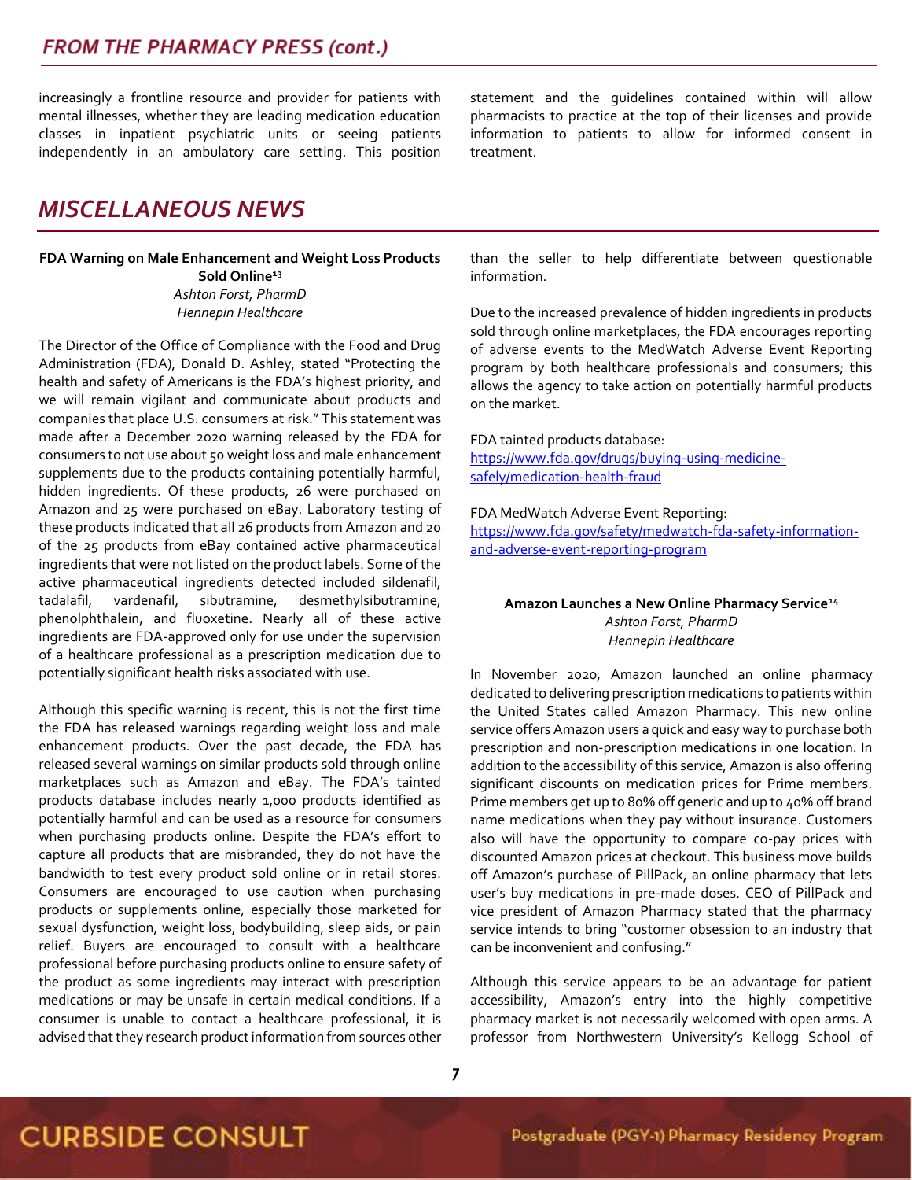increasingly a frontline resource and provider for patients with mental illnesses, whether they are leading medication education classes in inpatient psychiatric units or seeing patients independently in an ambulatory care setting. This position statement and the guidelines contained within will allow pharmacists to practice at the top of their licenses and provide information to patients to allow for informed consent in treatment.

## MISCELLANEOUS NEWS

**FDA Warning on Male Enhancement and Weight Loss Products Sold Online[13]**

*Ashton Forst, PharmD*
*Hennepin Healthcare*

The Director of the Office of Compliance with the Food and Drug Administration (FDA), Donald D. Ashley, stated "Protecting the health and safety of Americans is the FDA's highest priority, and we will remain vigilant and communicate about products and companies that place U.S. consumers at risk." This statement was made after a December 2020 warning released by the FDA for consumers to not use about 50 weight loss and male enhancement supplements due to the products containing potentially harmful, hidden ingredients. Of these products, 26 were purchased on Amazon and 25 were purchased on eBay. Laboratory testing of these products indicated that all 26 products from Amazon and 20 of the 25 products from eBay contained active pharmaceutical ingredients that were not listed on the product labels. Some of the active pharmaceutical ingredients detected included sildenafil, tadalafil, vardenafil, sibutramine, desmethylsibutramine, phenolphthalein, and fluoxetine. Nearly all of these active ingredients are FDA-approved only for use under the supervision of a healthcare professional as a prescription medication due to potentially significant health risks associated with use.

Although this specific warning is recent, this is not the first time the FDA has released warnings regarding weight loss and male enhancement products. Over the past decade, the FDA has released several warnings on similar products sold through online marketplaces such as Amazon and eBay. The FDA's tainted products database includes nearly 1,000 products identified as potentially harmful and can be used as a resource for consumers when purchasing products online. Despite the FDA's effort to capture all products that are misbranded, they do not have the bandwidth to test every product sold online or in retail stores. Consumers are encouraged to use caution when purchasing products or supplements online, especially those marketed for sexual dysfunction, weight loss, bodybuilding, sleep aids, or pain relief. Buyers are encouraged to consult with a healthcare professional before purchasing products online to ensure safety of the product as some ingredients may interact with prescription medications or may be unsafe in certain medical conditions. If a consumer is unable to contact a healthcare professional, it is advised that they research product information from sources other than the seller to help differentiate between questionable information.

Due to the increased prevalence of hidden ingredients in products sold through online marketplaces, the FDA encourages reporting of adverse events to the MedWatch Adverse Event Reporting program by both healthcare professionals and consumers; this allows the agency to take action on potentially harmful products on the market.

FDA tainted products database:
https://www.fda.gov/drugs/buying-using-medicine-safely/medication-health-fraud

FDA MedWatch Adverse Event Reporting:
https://www.fda.gov/safety/medwatch-fda-safety-information-and-adverse-event-reporting-program

**Amazon Launches a New Online Pharmacy Service[14]**

*Ashton Forst, PharmD*
*Hennepin Healthcare*

In November 2020, Amazon launched an online pharmacy dedicated to delivering prescription medications to patients within the United States called Amazon Pharmacy. This new online service offers Amazon users a quick and easy way to purchase both prescription and non-prescription medications in one location. In addition to the accessibility of this service, Amazon is also offering significant discounts on medication prices for Prime members. Prime members get up to 80% off generic and up to 40% off brand name medications when they pay without insurance. Customers also will have the opportunity to compare co-pay prices with discounted Amazon prices at checkout. This business move builds off Amazon's purchase of PillPack, an online pharmacy that lets user's buy medications in pre-made doses. CEO of PillPack and vice president of Amazon Pharmacy stated that the pharmacy service intends to bring "customer obsession to an industry that can be inconvenient and confusing."

Although this service appears to be an advantage for patient accessibility, Amazon's entry into the highly competitive pharmacy market is not necessarily welcomed with open arms. A professor from Northwestern University's Kellogg School of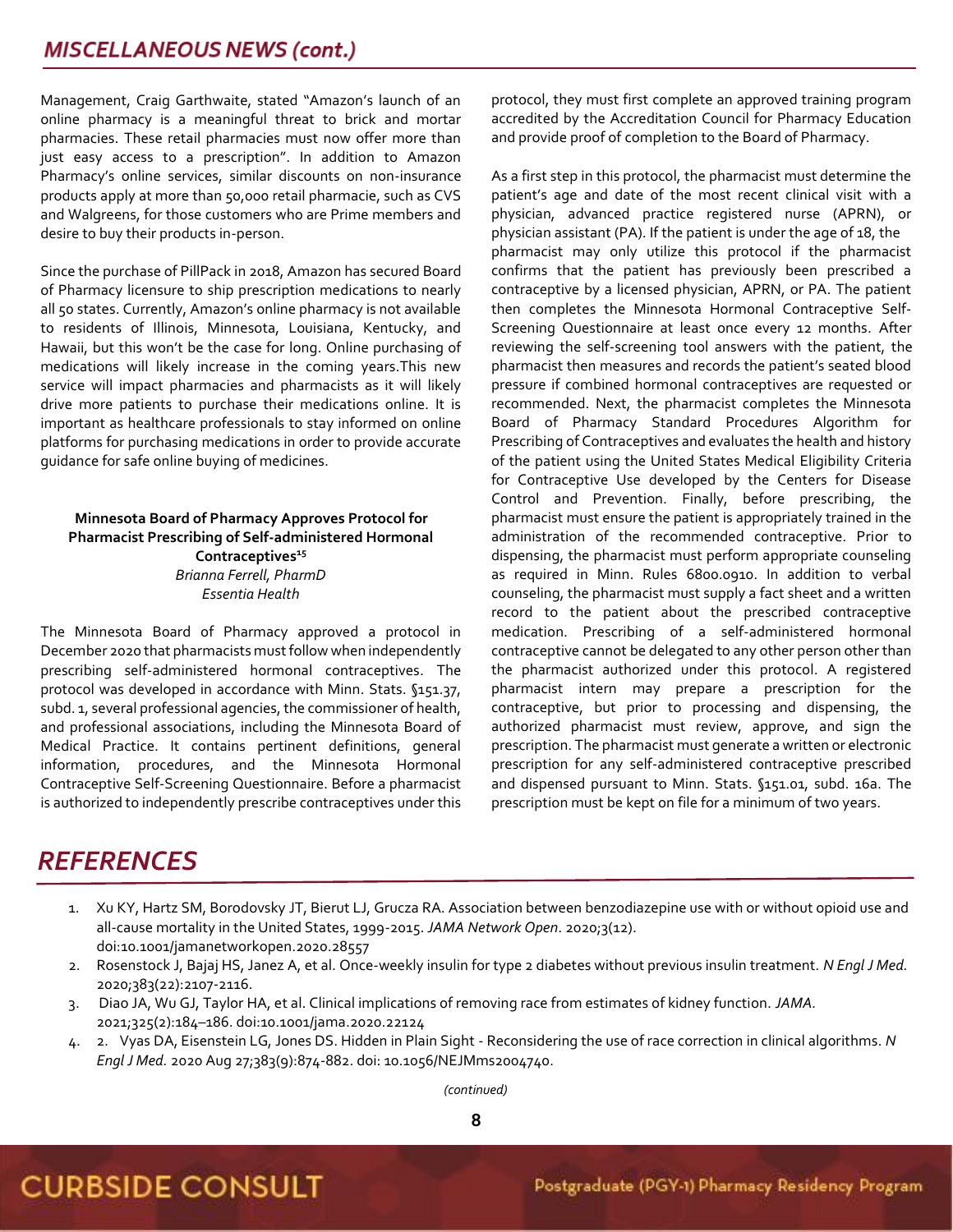## MISCELLANEOUS NEWS (cont.)

Management, Craig Garthwaite, stated "Amazon's launch of an online pharmacy is a meaningful threat to brick and mortar pharmacies. These retail pharmacies must now offer more than just easy access to a prescription". In addition to Amazon Pharmacy's online services, similar discounts on non-insurance products apply at more than 50,000 retail pharmacie, such as CVS and Walgreens, for those customers who are Prime members and desire to buy their products in-person.

Since the purchase of PillPack in 2018, Amazon has secured Board of Pharmacy licensure to ship prescription medications to nearly all 50 states. Currently, Amazon's online pharmacy is not available to residents of Illinois, Minnesota, Louisiana, Kentucky, and Hawaii, but this won't be the case for long. Online purchasing of medications will likely increase in the coming years.This new service will impact pharmacies and pharmacists as it will likely drive more patients to purchase their medications online. It is important as healthcare professionals to stay informed on online platforms for purchasing medications in order to provide accurate guidance for safe online buying of medicines.

### Minnesota Board of Pharmacy Approves Protocol for Pharmacist Prescribing of Self-administered Hormonal Contraceptives[15]

*Brianna Ferrell, PharmD*
*Essentia Health*

The Minnesota Board of Pharmacy approved a protocol in December 2020 that pharmacists must follow when independently prescribing self-administered hormonal contraceptives. The protocol was developed in accordance with Minn. Stats. §151.37, subd. 1, several professional agencies, the commissioner of health, and professional associations, including the Minnesota Board of Medical Practice. It contains pertinent definitions, general information, procedures, and the Minnesota Hormonal Contraceptive Self-Screening Questionnaire. Before a pharmacist is authorized to independently prescribe contraceptives under this protocol, they must first complete an approved training program accredited by the Accreditation Council for Pharmacy Education and provide proof of completion to the Board of Pharmacy.

As a first step in this protocol, the pharmacist must determine the patient's age and date of the most recent clinical visit with a physician, advanced practice registered nurse (APRN), or physician assistant (PA). If the patient is under the age of 18, the pharmacist may only utilize this protocol if the pharmacist confirms that the patient has previously been prescribed a contraceptive by a licensed physician, APRN, or PA. The patient then completes the Minnesota Hormonal Contraceptive Self-Screening Questionnaire at least once every 12 months. After reviewing the self-screening tool answers with the patient, the pharmacist then measures and records the patient's seated blood pressure if combined hormonal contraceptives are requested or recommended. Next, the pharmacist completes the Minnesota Board of Pharmacy Standard Procedures Algorithm for Prescribing of Contraceptives and evaluates the health and history of the patient using the United States Medical Eligibility Criteria for Contraceptive Use developed by the Centers for Disease Control and Prevention. Finally, before prescribing, the pharmacist must ensure the patient is appropriately trained in the administration of the recommended contraceptive. Prior to dispensing, the pharmacist must perform appropriate counseling as required in Minn. Rules 6800.0910. In addition to verbal counseling, the pharmacist must supply a fact sheet and a written record to the patient about the prescribed contraceptive medication. Prescribing of a self-administered hormonal contraceptive cannot be delegated to any other person other than the pharmacist authorized under this protocol. A registered pharmacist intern may prepare a prescription for the contraceptive, but prior to processing and dispensing, the authorized pharmacist must review, approve, and sign the prescription. The pharmacist must generate a written or electronic prescription for any self-administered contraceptive prescribed and dispensed pursuant to Minn. Stats. §151.01, subd. 16a. The prescription must be kept on file for a minimum of two years.

## REFERENCES

1. Xu KY, Hartz SM, Borodovsky JT, Bierut LJ, Grucza RA. Association between benzodiazepine use with or without opioid use and all-cause mortality in the United States, 1999-2015. *JAMA Network Open*. 2020;3(12). doi:10.1001/jamanetworkopen.2020.28557
2. Rosenstock J, Bajaj HS, Janez A, et al. Once-weekly insulin for type 2 diabetes without previous insulin treatment. *N Engl J Med.* 2020;383(22):2107-2116.
3. Diao JA, Wu GJ, Taylor HA, et al. Clinical implications of removing race from estimates of kidney function. *JAMA.* 2021;325(2):184–186. doi:10.1001/jama.2020.22124
4. 2. Vyas DA, Eisenstein LG, Jones DS. Hidden in Plain Sight - Reconsidering the use of race correction in clinical algorithms. *N Engl J Med.* 2020 Aug 27;383(9):874-882. doi: 10.1056/NEJMms2004740.

*(continued)*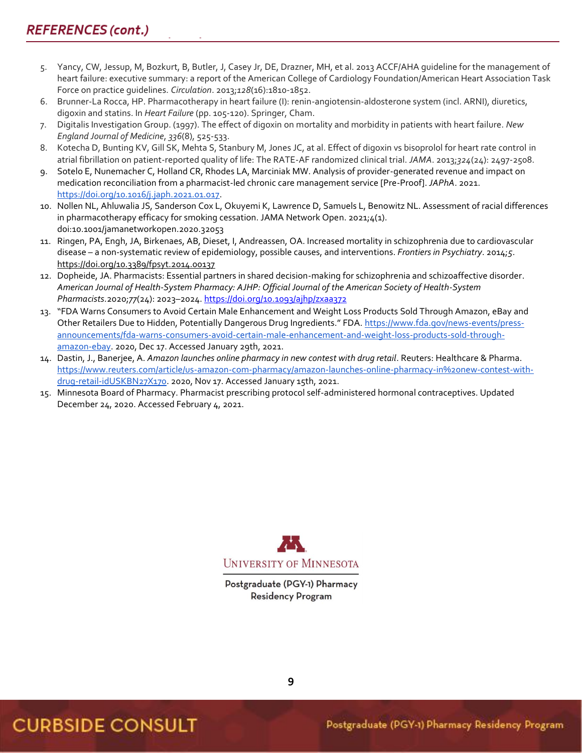## REFERENCES (cont.)

5. Yancy, CW, Jessup, M, Bozkurt, B, Butler, J, Casey Jr, DE, Drazner, MH, et al. 2013 ACCF/AHA guideline for the management of heart failure: executive summary: a report of the American College of Cardiology Foundation/American Heart Association Task Force on practice guidelines. *Circulation*. 2013;*128*(16):1810-1852.
6. Brunner-La Rocca, HP. Pharmacotherapy in heart failure (I): renin-angiotensin-aldosterone system (incl. ARNI), diuretics, digoxin and statins. In *Heart Failure* (pp. 105-120). Springer, Cham.
7. Digitalis Investigation Group. (1997). The effect of digoxin on mortality and morbidity in patients with heart failure. *New England Journal of Medicine*, *336*(8), 525-533.
8. Kotecha D, Bunting KV, Gill SK, Mehta S, Stanbury M, Jones JC, at al. Effect of digoxin vs bisoprolol for heart rate control in atrial fibrillation on patient-reported quality of life: The RATE-AF randomized clinical trial. *JAMA*. 2013;*324*(24): 2497-2508.
9. Sotelo E, Nunemacher C, Holland CR, Rhodes LA, Marciniak MW. Analysis of provider-generated revenue and impact on medication reconciliation from a pharmacist-led chronic care management service [Pre-Proof]. *JAPhA*. 2021. https://doi.org/10.1016/j.japh.2021.01.017.
10. Nollen NL, Ahluwalia JS, Sanderson Cox L, Okuyemi K, Lawrence D, Samuels L, Benowitz NL. Assessment of racial differences in pharmacotherapy efficacy for smoking cessation. JAMA Network Open. 2021;4(1). doi:10.1001/jamanetworkopen.2020.32053
11. Ringen, PA, Engh, JA, Birkenaes, AB, Dieset, I, Andreassen, OA. Increased mortality in schizophrenia due to cardiovascular disease – a non-systematic review of epidemiology, possible causes, and interventions. *Frontiers in Psychiatry*. 2014;*5*. https://doi.org/10.3389/fpsyt.2014.00137
12. Dopheide, JA. Pharmacists: Essential partners in shared decision-making for schizophrenia and schizoaffective disorder. *American Journal of Health-System Pharmacy: AJHP: Official Journal of the American Society of Health-System Pharmacists*.2020;77(24): 2023–2024. https://doi.org/10.1093/ajhp/zxaa372
13. "FDA Warns Consumers to Avoid Certain Male Enhancement and Weight Loss Products Sold Through Amazon, eBay and Other Retailers Due to Hidden, Potentially Dangerous Drug Ingredients." FDA. https://www.fda.gov/news-events/press-announcements/fda-warns-consumers-avoid-certain-male-enhancement-and-weight-loss-products-sold-through-amazon-ebay. 2020, Dec 17. Accessed January 29th, 2021.
14. Dastin, J., Banerjee, A. *Amazon launches online pharmacy in new contest with drug retail*. Reuters: Healthcare & Pharma. https://www.reuters.com/article/us-amazon-com-pharmacy/amazon-launches-online-pharmacy-in%20new-contest-with-drug-retail-idUSKBN27X170. 2020, Nov 17. Accessed January 15th, 2021.
15. Minnesota Board of Pharmacy. Pharmacist prescribing protocol self-administered hormonal contraceptives. Updated December 24, 2020. Accessed February 4, 2021.

University of Minnesota

Postgraduate (PGY-1) Pharmacy Residency Program